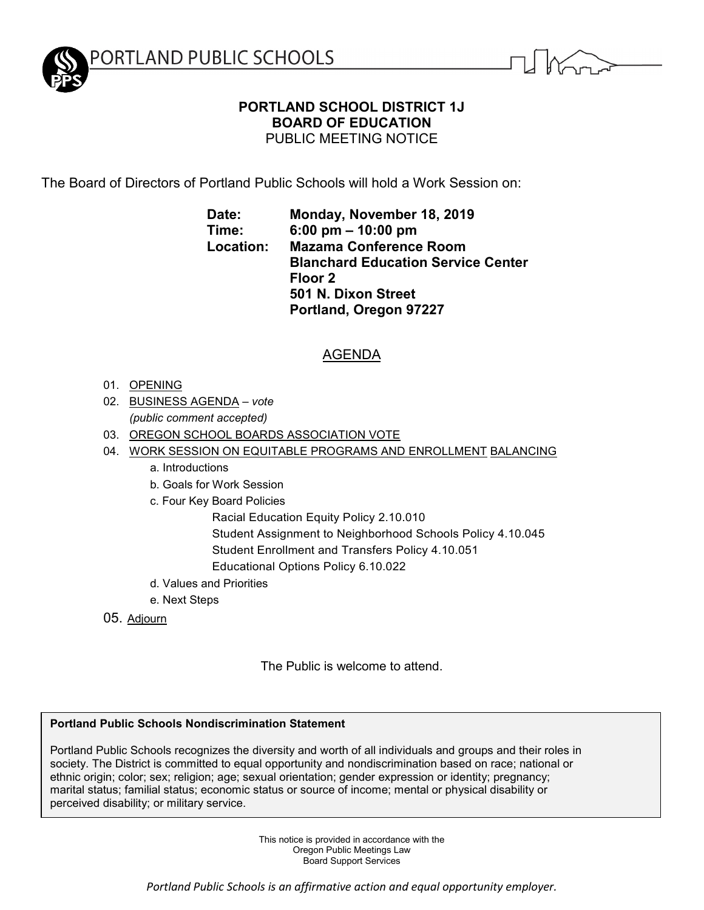PORTLAND PUBLIC SCHOOLS

# PORTLAND SCHOOL DISTRICT 1J
## BOARD OF EDUCATION
PUBLIC MEETING NOTICE

The Board of Directors of Portland Public Schools will hold a Work Session on:

**Date:** **Monday, November 18, 2019**
**Time:** **6:00 pm – 10:00 pm**
**Location:** **Mazama Conference Room**
**Blanchard Education Service Center**
**Floor 2**
**501 N. Dixon Street**
**Portland, Oregon 97227**

## AGENDA

01. OPENING
02. BUSINESS AGENDA – *vote*
    *(public comment accepted)*
03. OREGON SCHOOL BOARDS ASSOCIATION VOTE
04. WORK SESSION ON EQUITABLE PROGRAMS AND ENROLLMENT BALANCING
    a. Introductions
    b. Goals for Work Session
    c. Four Key Board Policies
        Racial Education Equity Policy 2.10.010
        Student Assignment to Neighborhood Schools Policy 4.10.045
        Student Enrollment and Transfers Policy 4.10.051
        Educational Options Policy 6.10.022
    d. Values and Priorities
    e. Next Steps
05. Adjourn

The Public is welcome to attend.

**Portland Public Schools Nondiscrimination Statement**

Portland Public Schools recognizes the diversity and worth of all individuals and groups and their roles in society. The District is committed to equal opportunity and nondiscrimination based on race; national or ethnic origin; color; sex; religion; age; sexual orientation; gender expression or identity; pregnancy; marital status; familial status; economic status or source of income; mental or physical disability or perceived disability; or military service.

This notice is provided in accordance with the
Oregon Public Meetings Law
Board Support Services

*Portland Public Schools is an affirmative action and equal opportunity employer.*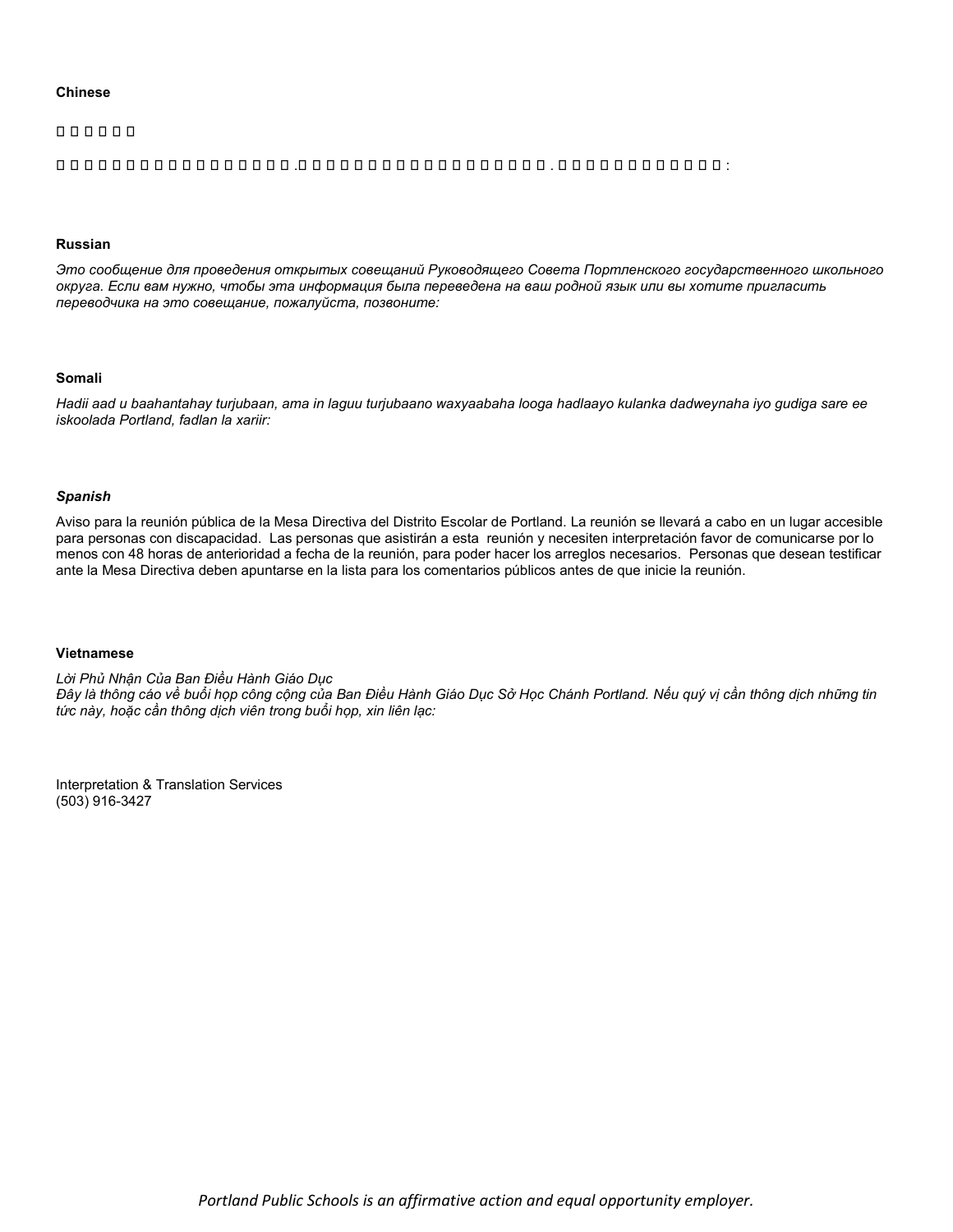**Chinese**

□ □ □ □ □ □

□ □ □ □ □ □ □ □ □ □ □ □ □ □ □ □ □ □ □ .□ □ □ □ □ □ □ □ □ □ □ □ □ □ □ □ □ □ □ . □ □ □ □ □ □ □ □ □ □ □ □ □ :

**Russian**

*Это сообщение для проведения открытых совещаний Руководящего Совета Портленского государственного школьного округа. Если вам нужно, чтобы эта информация была переведена на ваш родной язык или вы хотите пригласить переводчика на это совещание, пожалуйста, позвоните:*

**Somali**

*Hadii aad u baahantahay turjubaan, ama in laguu turjubaano waxyaabaha looga hadlaayo kulanka dadweynaha iyo gudiga sare ee iskoolada Portland, fadlan la xariir:*

***Spanish***

Aviso para la reunión pública de la Mesa Directiva del Distrito Escolar de Portland. La reunión se llevará a cabo en un lugar accesible para personas con discapacidad. Las personas que asistirán a esta reunión y necesiten interpretación favor de comunicarse por lo menos con 48 horas de anterioridad a fecha de la reunión, para poder hacer los arreglos necesarios. Personas que desean testificar ante la Mesa Directiva deben apuntarse en la lista para los comentarios públicos antes de que inicie la reunión.

**Vietnamese**

*Lời Phủ Nhận Của Ban Điều Hành Giáo Dục*
*Đây là thông cáo về buổi họp công cộng của Ban Điều Hành Giáo Dục Sở Học Chánh Portland. Nếu quý vị cần thông dịch những tin tức này, hoặc cần thông dịch viên trong buổi họp, xin liên lạc:*

Interpretation & Translation Services
(503) 916-3427

*Portland Public Schools is an affirmative action and equal opportunity employer.*